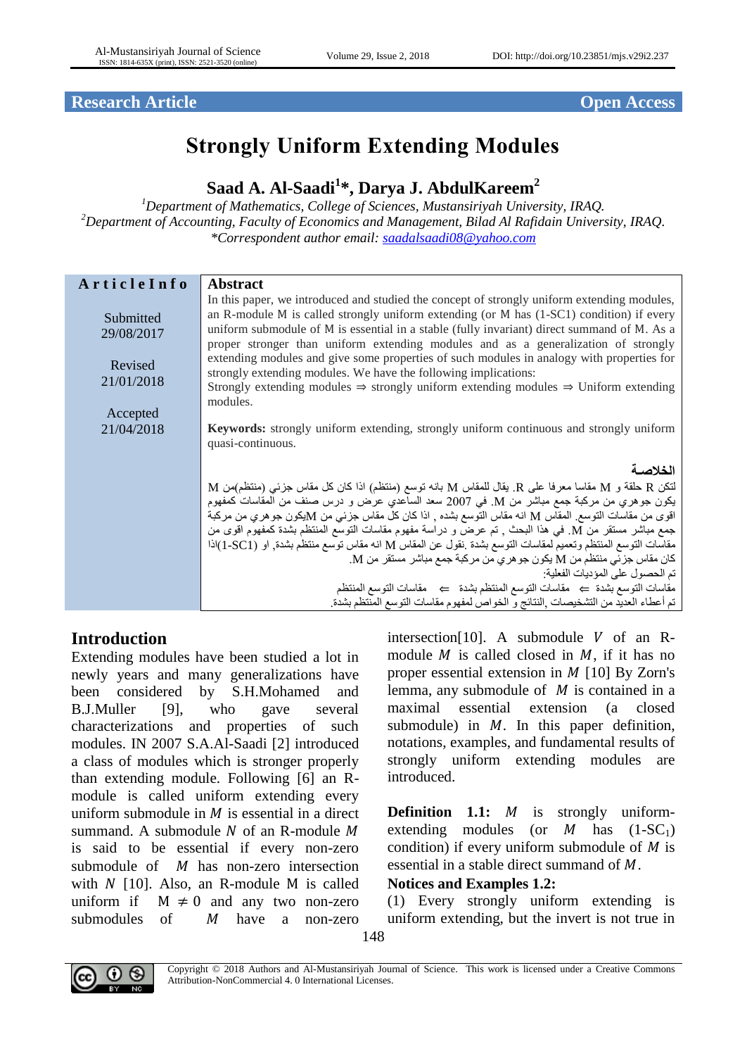Research Article — Open Access

# Strongly Uniform Extending Modules

**Saad A. Al-Saadi[1]\*, Darya J. AbdulKareem[2]**

[1]*Department of Mathematics, College of Sciences, Mustansiriyah University, IRAQ.*
[2]*Department of Accounting, Faculty of Economics and Management, Bilad Al Rafidain University, IRAQ.*
*\*Correspondent author email: saadalsaadi08@yahoo.com*

**Article Info**

Submitted 29/08/2017

Revised 21/01/2018

Accepted 21/04/2018

## Abstract

In this paper, we introduced and studied the concept of strongly uniform extending modules, an R-module M is called strongly uniform extending (or M has (1-SC1) condition) if every uniform submodule of M is essential in a stable (fully invariant) direct summand of M. As a proper stronger than uniform extending modules and as a generalization of strongly extending modules and give some properties of such modules in analogy with properties for strongly extending modules. We have the following implications:

Strongly extending modules ⇒ strongly uniform extending modules ⇒ Uniform extending modules.

**Keywords:** strongly uniform extending, strongly uniform continuous and strongly uniform quasi-continuous.

## الخلاصة

لتكن R حلقة و M مقاسا معرفا على R. يقال للمقاس M بانه توسع (منتظم) اذا كان كل مقاس جزئي (منتظم)من M يكون جوهري من مركبة جمع مباشر من M. في 2007 سعد الساعدي عرض و درس صنف من المقاسات كمفهوم اقوى من مقاسات التوسع. المقاس M انه مقاس التوسع بشده , اذا كان كل مقاس جزئي من Mيكون جوهري من مركبة جمع مباشر مستقر من M. في هذا البحث , تم عرض و دراسة مفهوم مقاسات التوسع المنتظم بشدة كمفهوم اقوى من مقاسات التوسع المنتظم وتعميم لمقاسات التوسع بشدة .نقول عن المقاس M انه مقاس توسع منتظم بشدة, او (1-SC1)اذا كان مقاس جزئي منتظم من M يكون جوهري من مركبة جمع مباشر مستقر من M.

تم الحصول على المؤديات الفعلية:

مقاسات التوسع بشدة ⇐ مقاسات التوسع المنتظم بشدة ⇐ مقاسات التوسع المنتظم

تم أعطاء العديد من التشخيصات, النتائج و الخواص لمفهوم مقاسات التوسع المنتظم بشدة.

## Introduction

Extending modules have been studied a lot in newly years and many generalizations have been considered by S.H.Mohamed and B.J.Muller [9], who gave several characterizations and properties of such modules. IN 2007 S.A.Al-Saadi [2] introduced a class of modules which is stronger properly than extending module. Following [6] an R-module is called uniform extending every uniform submodule in $M$ is essential in a direct summand. A submodule $N$ of an R-module $M$ is said to be essential if every non-zero submodule of $M$ has non-zero intersection with $N$ [10]. Also, an R-module M is called uniform if $M \neq 0$ and any two non-zero submodules of $M$ have a non-zero intersection[10]. A submodule $V$ of an R-module $M$ is called closed in $M$, if it has no proper essential extension in $M$ [10] By Zorn's lemma, any submodule of $M$ is contained in a maximal essential extension (a closed submodule) in $M$. In this paper definition, notations, examples, and fundamental results of strongly uniform extending modules are introduced.

**Definition 1.1:** $M$ is strongly uniform-extending modules (or $M$ has (1-$SC_1$) condition) if every uniform submodule of $M$ is essential in a stable direct summand of $M$.

**Notices and Examples 1.2:**

(1) Every strongly uniform extending is uniform extending, but the invert is not true in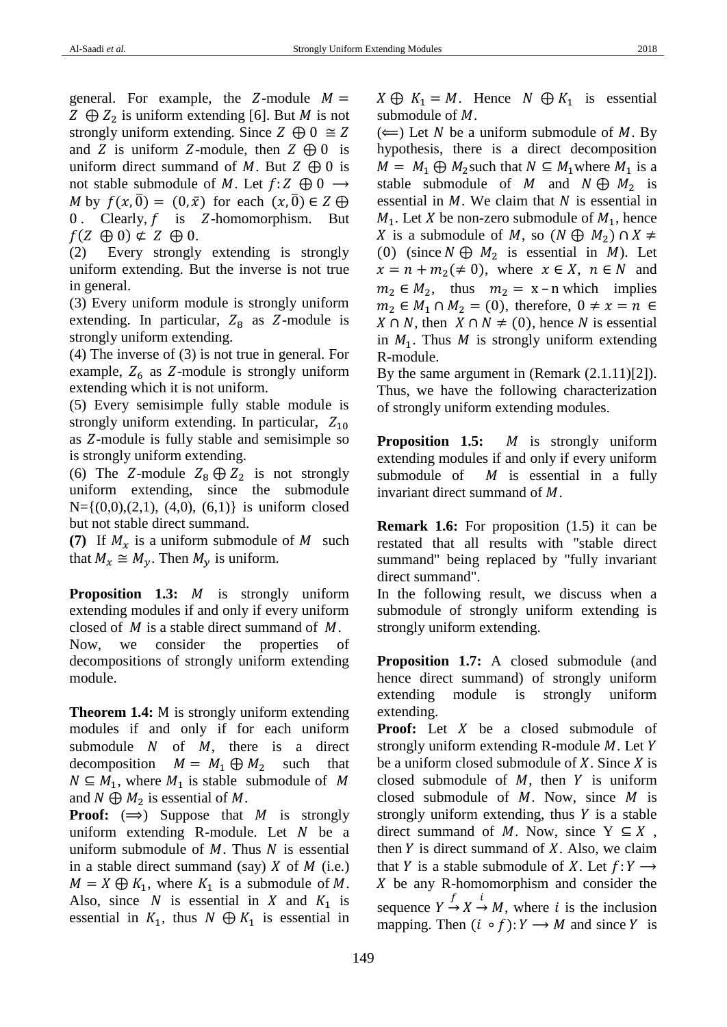general. For example, the $Z$-module $M = Z \oplus Z_2$ is uniform extending [6]. But $M$ is not strongly uniform extending. Since $Z \oplus 0 \cong Z$ and $Z$ is uniform $Z$-module, then $Z \oplus 0$ is uniform direct summand of $M$. But $Z \oplus 0$ is not stable submodule of $M$. Let $f: Z \oplus 0 \longrightarrow M$ by $f(x, \bar{0}) = (0, \bar{x})$ for each $(x, \bar{0}) \in Z \oplus 0$. Clearly, $f$ is $Z$-homomorphism. But $f(Z \oplus 0) \not\subset Z \oplus 0$.

(2) Every strongly extending is strongly uniform extending. But the inverse is not true in general.

(3) Every uniform module is strongly uniform extending. In particular, $Z_8$ as $Z$-module is strongly uniform extending.

(4) The inverse of (3) is not true in general. For example, $Z_6$ as $Z$-module is strongly uniform extending which it is not uniform.

(5) Every semisimple fully stable module is strongly uniform extending. In particular, $Z_{10}$ as $Z$-module is fully stable and semisimple so is strongly uniform extending.

(6) The $Z$-module $Z_8 \oplus Z_2$ is not strongly uniform extending, since the submodule N={(0,0),(2,1), (4,0), (6,1)} is uniform closed but not stable direct summand.

**(7)** If $M_x$ is a uniform submodule of $M$ such that $M_x \cong M_y$. Then $M_y$ is uniform.

**Proposition 1.3:** $M$ is strongly uniform extending modules if and only if every uniform closed of $M$ is a stable direct summand of $M$.

Now, we consider the properties of decompositions of strongly uniform extending module.

**Theorem 1.4:** M is strongly uniform extending modules if and only if for each uniform submodule $N$ of $M$, there is a direct decomposition $M = M_1 \oplus M_2$ such that $N \subseteq M_1$, where $M_1$ is stable submodule of $M$ and $N \oplus M_2$ is essential of $M$.

**Proof:** ($\Longrightarrow$) Suppose that $M$ is strongly uniform extending R-module. Let $N$ be a uniform submodule of $M$. Thus $N$ is essential in a stable direct summand (say) $X$ of $M$ (i.e.) $M = X \oplus K_1$, where $K_1$ is a submodule of $M$. Also, since $N$ is essential in $X$ and $K_1$ is essential in $K_1$, thus $N \oplus K_1$ is essential in $X \oplus K_1 = M$. Hence $N \oplus K_1$ is essential submodule of $M$.

($\Longleftarrow$) Let $N$ be a uniform submodule of $M$. By hypothesis, there is a direct decomposition $M = M_1 \oplus M_2$ such that $N \subseteq M_1$ where $M_1$ is a stable submodule of $M$ and $N \oplus M_2$ is essential in $M$. We claim that $N$ is essential in $M_1$. Let $X$ be non-zero submodule of $M_1$, hence $X$ is a submodule of $M$, so $(N \oplus M_2) \cap X \neq (0)$ (since $N \oplus M_2$ is essential in $M$). Let $x = n + m_2 (\neq 0)$, where $x \in X$, $n \in N$ and $m_2 \in M_2$, thus $m_2 = x - n$ which implies $m_2 \in M_1 \cap M_2 = (0)$, therefore, $0 \neq x = n \in X \cap N$, then $X \cap N \neq (0)$, hence $N$ is essential in $M_1$. Thus $M$ is strongly uniform extending R-module.

By the same argument in (Remark (2.1.11)[2]). Thus, we have the following characterization of strongly uniform extending modules.

**Proposition 1.5:** $M$ is strongly uniform extending modules if and only if every uniform submodule of $M$ is essential in a fully invariant direct summand of $M$.

**Remark 1.6:** For proposition (1.5) it can be restated that all results with "stable direct summand" being replaced by "fully invariant direct summand".

In the following result, we discuss when a submodule of strongly uniform extending is strongly uniform extending.

**Proposition 1.7:** A closed submodule (and hence direct summand) of strongly uniform extending module is strongly uniform extending.

**Proof:** Let $X$ be a closed submodule of strongly uniform extending R-module $M$. Let $Y$ be a uniform closed submodule of $X$. Since $X$ is closed submodule of $M$, then $Y$ is uniform closed submodule of $M$. Now, since $M$ is strongly uniform extending, thus $Y$ is a stable direct summand of $M$. Now, since $Y \subseteq X$, then $Y$ is direct summand of $X$. Also, we claim that $Y$ is a stable submodule of $X$. Let $f: Y \longrightarrow X$ be any R-homomorphism and consider the sequence $Y \xrightarrow{f} X \xrightarrow{i} M$, where $i$ is the inclusion mapping. Then $(i \circ f): Y \longrightarrow M$ and since $Y$ is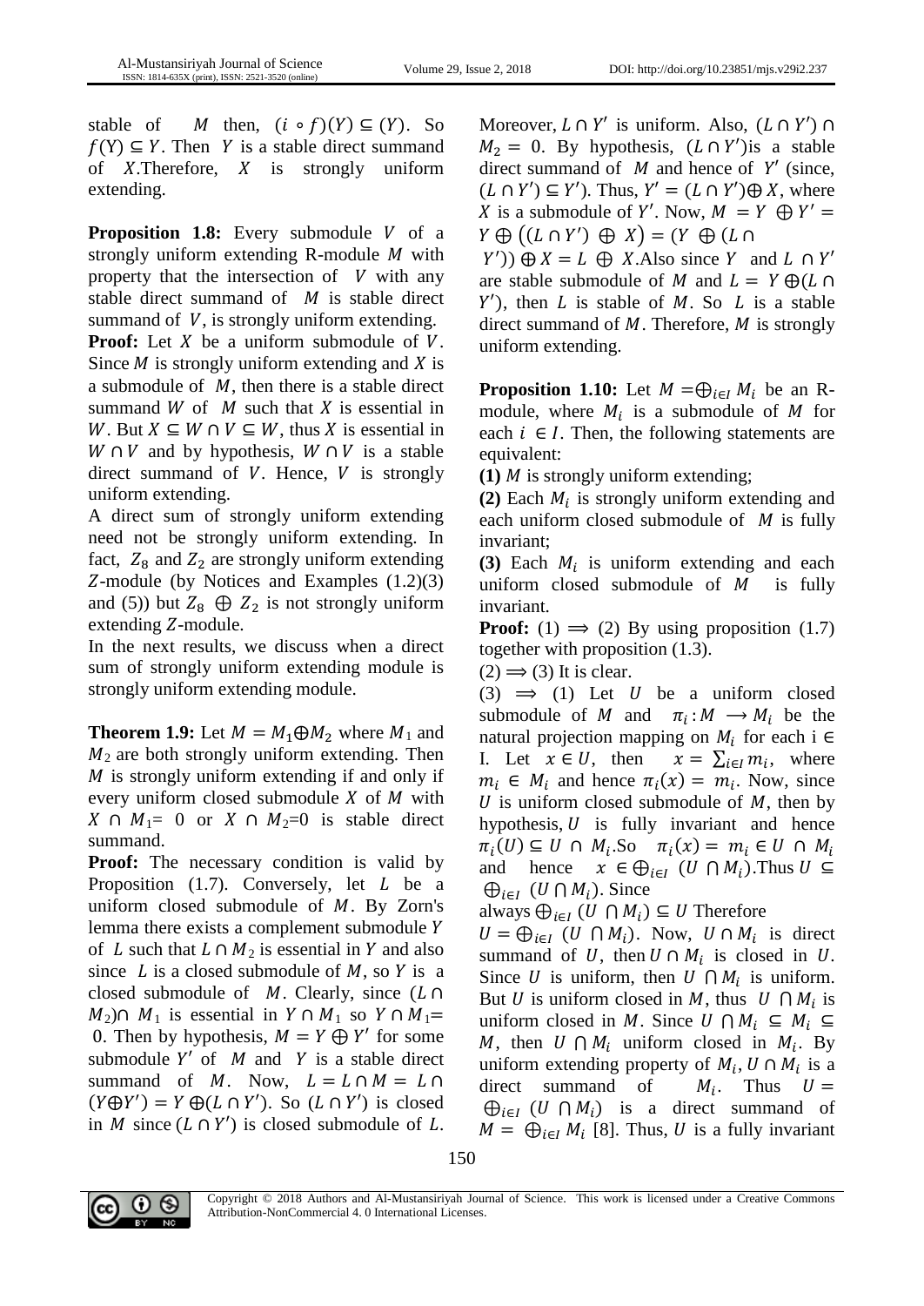stable of $M$ then, $(i \circ f)(Y) \subseteq (Y)$. So $f(\mathrm{Y}) \subseteq Y$. Then $Y$ is a stable direct summand of $X$.Therefore, $X$ is strongly uniform extending.

**Proposition 1.8:** Every submodule $V$ of a strongly uniform extending R-module $M$ with property that the intersection of $V$ with any stable direct summand of $M$ is stable direct summand of $V$, is strongly uniform extending.

**Proof:** Let $X$ be a uniform submodule of $V$. Since $M$ is strongly uniform extending and $X$ is a submodule of $M$, then there is a stable direct summand $W$ of $M$ such that $X$ is essential in $W$. But $X \subseteq W \cap V \subseteq W$, thus $X$ is essential in $W \cap V$ and by hypothesis, $W \cap V$ is a stable direct summand of $V$. Hence, $V$ is strongly uniform extending.

A direct sum of strongly uniform extending need not be strongly uniform extending. In fact, $Z_8$ and $Z_2$ are strongly uniform extending $Z$-module (by Notices and Examples (1.2)(3) and (5)) but $Z_8 \oplus Z_2$ is not strongly uniform extending $Z$-module.

In the next results, we discuss when a direct sum of strongly uniform extending module is strongly uniform extending module.

**Theorem 1.9:** Let $M = M_1 \oplus M_2$ where $M_1$ and $M_2$ are both strongly uniform extending. Then $M$ is strongly uniform extending if and only if every uniform closed submodule $X$ of $M$ with $X \cap M_1 = 0$ or $X \cap M_2 = 0$ is stable direct summand.

**Proof:** The necessary condition is valid by Proposition (1.7). Conversely, let $L$ be a uniform closed submodule of $M$. By Zorn's lemma there exists a complement submodule $Y$ of $L$ such that $L \cap M_2$ is essential in $Y$ and also since $L$ is a closed submodule of $M$, so $Y$ is a closed submodule of $M$. Clearly, since $(L \cap M_2) \cap M_1$ is essential in $Y \cap M_1$ so $Y \cap M_1 = 0$. Then by hypothesis, $M = Y \oplus Y'$ for some submodule $Y'$ of $M$ and $Y$ is a stable direct summand of $M$. Now, $L = L \cap M = L \cap (Y \oplus Y') = Y \oplus (L \cap Y')$. So $(L \cap Y')$ is closed in $M$ since $(L \cap Y')$ is closed submodule of $L$. Moreover, $L \cap Y'$ is uniform. Also, $(L \cap Y') \cap M_2 = 0$. By hypothesis, $(L \cap Y')$is a stable direct summand of $M$ and hence of $Y'$ (since, $(L \cap Y') \subseteq Y'$). Thus, $Y' = (L \cap Y') \oplus X$, where $X$ is a submodule of $Y'$. Now, $M = Y \oplus Y' = Y \oplus \left((L \cap Y') \oplus X\right) = (Y \oplus (L \cap Y')) \oplus X = L \oplus X$.Also since $Y$ and $L \cap Y'$ are stable submodule of $M$ and $L = Y \oplus (L \cap Y')$, then $L$ is stable of $M$. So $L$ is a stable direct summand of $M$. Therefore, $M$ is strongly uniform extending.

**Proposition 1.10:** Let $M = \bigoplus_{i \in I} M_i$ be an R-module, where $M_i$ is a submodule of $M$ for each $i \in I$. Then, the following statements are equivalent:

**(1)** $M$ is strongly uniform extending;

**(2)** Each $M_i$ is strongly uniform extending and each uniform closed submodule of $M$ is fully invariant;

**(3)** Each $M_i$ is uniform extending and each uniform closed submodule of $M$ is fully invariant.

**Proof:** (1) $\Longrightarrow$ (2) By using proposition (1.7) together with proposition (1.3).

(2) $\Longrightarrow$ (3) It is clear.

(3) $\Longrightarrow$ (1) Let $U$ be a uniform closed submodule of $M$ and $\pi_i : M \longrightarrow M_i$ be the natural projection mapping on $M_i$ for each $i \in \mathrm{I}$. Let $x \in U$, then $x = \sum_{i \in I} m_i$, where $m_i \in M_i$ and hence $\pi_i(x) = m_i$. Now, since $U$ is uniform closed submodule of $M$, then by hypothesis, $U$ is fully invariant and hence $\pi_i(U) \subseteq U \cap M_i$.So $\pi_i(x) = m_i \in U \cap M_i$ and hence $x \in \bigoplus_{i \in I} (U \cap M_i)$.Thus $U \subseteq \bigoplus_{i \in I} (U \cap M_i)$. Since always $\bigoplus_{i \in I} (U \cap M_i) \subseteq U$ Therefore $U = \bigoplus_{i \in I} (U \cap M_i)$. Now, $U \cap M_i$ is direct summand of $U$, then $U \cap M_i$ is closed in $U$. Since $U$ is uniform, then $U \cap M_i$ is uniform. But $U$ is uniform closed in $M$, thus $U \cap M_i$ is uniform closed in $M$. Since $U \cap M_i \subseteq M_i \subseteq M$, then $U \cap M_i$ uniform closed in $M_i$. By uniform extending property of $M_i$, $U \cap M_i$ is a direct summand of $M_i$. Thus $U = \bigoplus_{i \in I} (U \cap M_i)$ is a direct summand of $M = \bigoplus_{i \in I} M_i$ [8]. Thus, $U$ is a fully invariant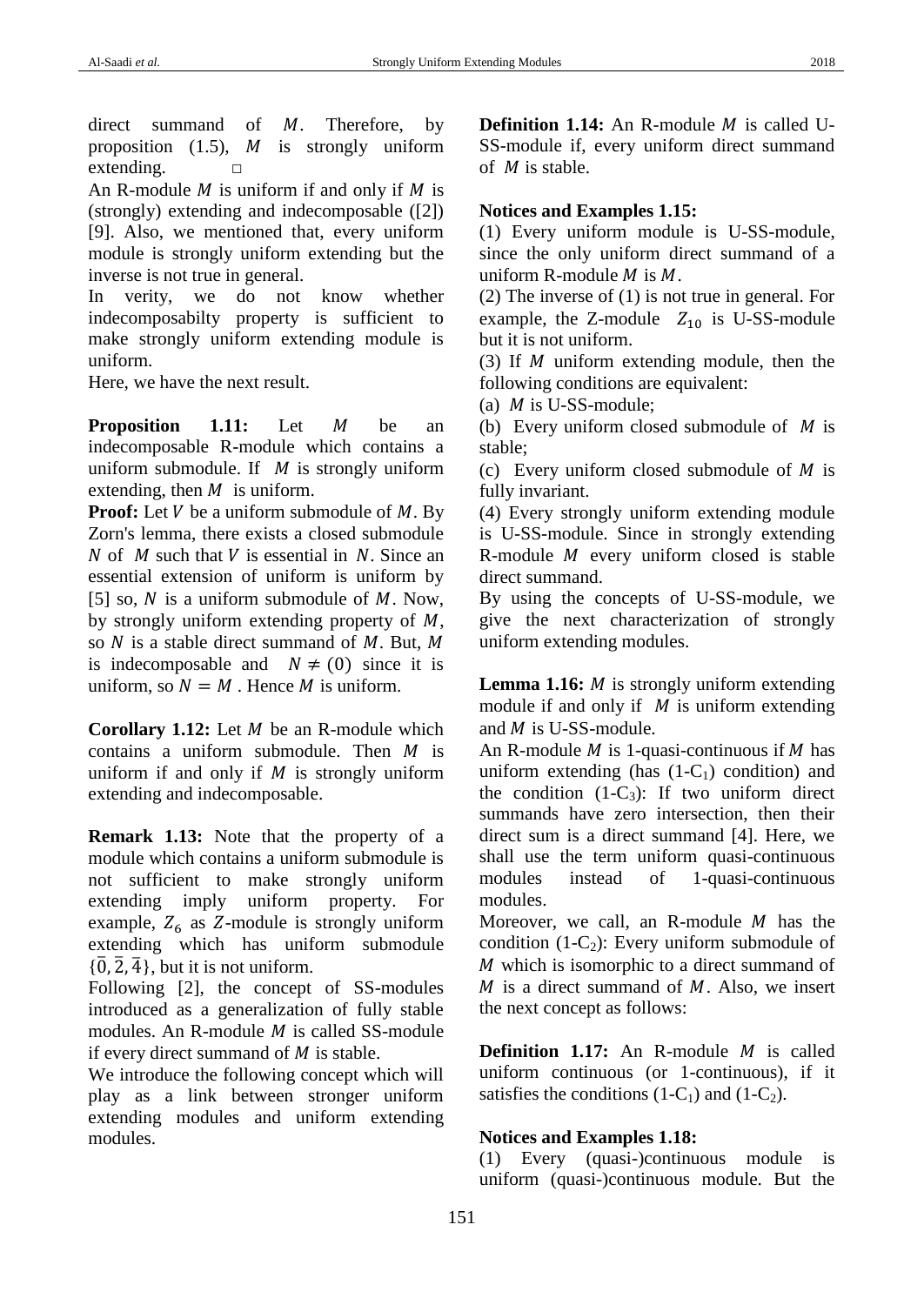direct summand of $M$. Therefore, by proposition (1.5), $M$ is strongly uniform extending. □

An R-module $M$ is uniform if and only if $M$ is (strongly) extending and indecomposable ([2]) [9]. Also, we mentioned that, every uniform module is strongly uniform extending but the inverse is not true in general.

In verity, we do not know whether indecomposabilty property is sufficient to make strongly uniform extending module is uniform.

Here, we have the next result.

**Proposition 1.11:** Let $M$ be an indecomposable R-module which contains a uniform submodule. If $M$ is strongly uniform extending, then $M$ is uniform.

**Proof:** Let $V$ be a uniform submodule of $M$. By Zorn's lemma, there exists a closed submodule $N$ of $M$ such that $V$ is essential in $N$. Since an essential extension of uniform is uniform by [5] so, $N$ is a uniform submodule of $M$. Now, by strongly uniform extending property of $M$, so $N$ is a stable direct summand of $M$. But, $M$ is indecomposable and $N \neq (0)$ since it is uniform, so $N = M$ . Hence $M$ is uniform.

**Corollary 1.12:** Let $M$ be an R-module which contains a uniform submodule. Then $M$ is uniform if and only if $M$ is strongly uniform extending and indecomposable.

**Remark 1.13:** Note that the property of a module which contains a uniform submodule is not sufficient to make strongly uniform extending imply uniform property. For example, $Z_6$ as $Z$-module is strongly uniform extending which has uniform submodule $\{\bar{0}, \bar{2}, \bar{4}\}$, but it is not uniform.

Following [2], the concept of SS-modules introduced as a generalization of fully stable modules. An R-module $M$ is called SS-module if every direct summand of $M$ is stable.

We introduce the following concept which will play as a link between stronger uniform extending modules and uniform extending modules.

**Definition 1.14:** An R-module $M$ is called U-SS-module if, every uniform direct summand of $M$ is stable.

**Notices and Examples 1.15:**

(1) Every uniform module is U-SS-module, since the only uniform direct summand of a uniform R-module $M$ is $M$.

(2) The inverse of (1) is not true in general. For example, the Z-module $Z_{10}$ is U-SS-module but it is not uniform.

(3) If $M$ uniform extending module, then the following conditions are equivalent:

(a) $M$ is U-SS-module;

(b) Every uniform closed submodule of $M$ is stable;

(c) Every uniform closed submodule of $M$ is fully invariant.

(4) Every strongly uniform extending module is U-SS-module. Since in strongly extending R-module $M$ every uniform closed is stable direct summand.

By using the concepts of U-SS-module, we give the next characterization of strongly uniform extending modules.

**Lemma 1.16:** $M$ is strongly uniform extending module if and only if $M$ is uniform extending and $M$ is U-SS-module.

An R-module $M$ is 1-quasi-continuous if $M$ has uniform extending (has (1-$C_1$) condition) and the condition (1-$C_3$): If two uniform direct summands have zero intersection, then their direct sum is a direct summand [4]. Here, we shall use the term uniform quasi-continuous modules instead of 1-quasi-continuous modules.

Moreover, we call, an R-module $M$ has the condition (1-$C_2$): Every uniform submodule of $M$ which is isomorphic to a direct summand of $M$ is a direct summand of $M$. Also, we insert the next concept as follows:

**Definition 1.17:** An R-module $M$ is called uniform continuous (or 1-continuous), if it satisfies the conditions (1-$C_1$) and (1-$C_2$).

**Notices and Examples 1.18:**

(1) Every (quasi-)continuous module is uniform (quasi-)continuous module. But the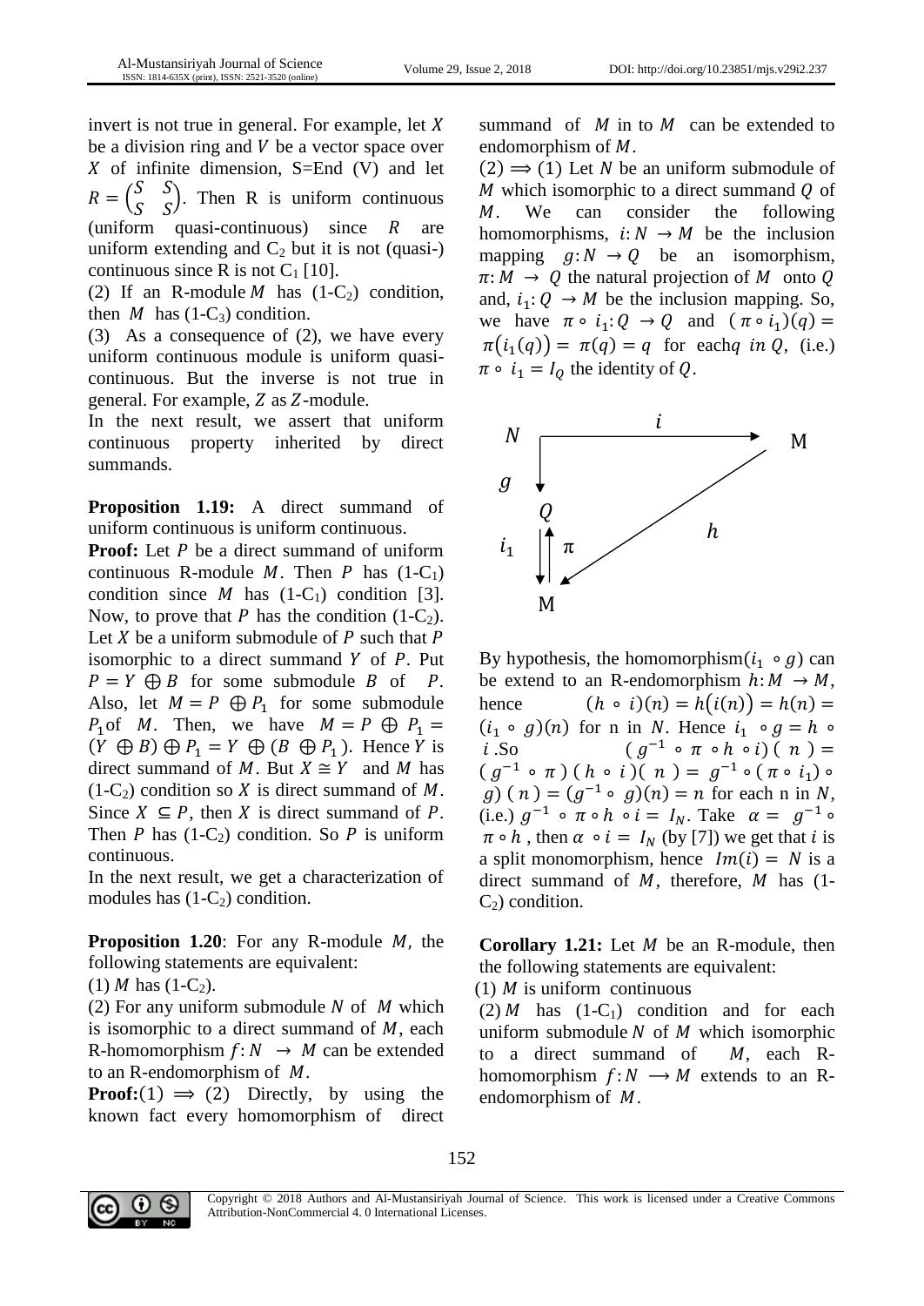invert is not true in general. For example, let $X$ be a division ring and $V$ be a vector space over $X$ of infinite dimension, S=End (V) and let $R = \begin{pmatrix} S & S \\ S & S \end{pmatrix}$. Then R is uniform continuous (uniform quasi-continuous) since $R$ are uniform extending and $C_2$ but it is not (quasi-) continuous since R is not $C_1$ [10].

(2) If an R-module $M$ has (1-$C_2$) condition, then $M$ has (1-$C_3$) condition.

(3) As a consequence of (2), we have every uniform continuous module is uniform quasi-continuous. But the inverse is not true in general. For example, $Z$ as $Z$-module.

In the next result, we assert that uniform continuous property inherited by direct summands.

**Proposition 1.19:** A direct summand of uniform continuous is uniform continuous.

**Proof:** Let $P$ be a direct summand of uniform continuous R-module $M$. Then $P$ has (1-$C_1$) condition since $M$ has (1-$C_1$) condition [3]. Now, to prove that $P$ has the condition (1-$C_2$). Let $X$ be a uniform submodule of $P$ such that $P$ isomorphic to a direct summand $Y$ of $P$. Put $P = Y \oplus B$ for some submodule $B$ of $P$. Also, let $M = P \oplus P_1$ for some submodule $P_1$ of $M$. Then, we have $M = P \oplus P_1 = (Y \oplus B) \oplus P_1 = Y \oplus (B \oplus P_1)$. Hence $Y$ is direct summand of $M$. But $X \cong Y$ and $M$ has (1-$C_2$) condition so $X$ is direct summand of $M$. Since $X \subseteq P$, then $X$ is direct summand of $P$. Then $P$ has (1-$C_2$) condition. So $P$ is uniform continuous.

In the next result, we get a characterization of modules has (1-$C_2$) condition.

**Proposition 1.20**: For any R-module $M$, the following statements are equivalent:

(1) $M$ has (1-$C_2$).

(2) For any uniform submodule $N$ of $M$ which is isomorphic to a direct summand of $M$, each R-homomorphism $f: N \rightarrow M$ can be extended to an R-endomorphism of $M$.

**Proof:** $(1) \Longrightarrow (2)$ Directly, by using the known fact every homomorphism of direct summand of $M$ in to $M$ can be extended to endomorphism of $M$.

$(2) \Longrightarrow (1)$ Let $N$ be an uniform submodule of $M$ which isomorphic to a direct summand $Q$ of $M$. We can consider the following homomorphisms, $i: N \rightarrow M$ be the inclusion mapping $g: N \rightarrow Q$ be an isomorphism, $\pi: M \rightarrow Q$ the natural projection of $M$ onto $Q$ and, $i_1: Q \rightarrow M$ be the inclusion mapping. So, we have $\pi \circ i_1: Q \rightarrow Q$ and $(\pi \circ i_1)(q) = \pi(i_1(q)) = \pi(q) = q$ for each $q \in Q$, (i.e.) $\pi \circ i_1 = I_Q$ the identity of $Q$.

$$
\begin{array}{ccc}
N & \xrightarrow{\quad i \quad} & M \\
g \downarrow & & \\
Q & & h \\
i_1 \downarrow \uparrow \pi & \swarrow & \\
M & &
\end{array}
$$

By hypothesis, the homomorphism$(i_1 \circ g)$ can be extend to an R-endomorphism $h: M \rightarrow M$, hence $(h \circ i)(n) = h(i(n)) = h(n) = (i_1 \circ g)(n)$ for n in $N$. Hence $i_1 \circ g = h \circ i$ .So $(g^{-1} \circ \pi \circ h \circ i)(n) = (g^{-1} \circ \pi)(h \circ i)(n) = g^{-1} \circ (\pi \circ i_1) \circ g)(n) = (g^{-1} \circ g)(n) = n$ for each n in $N$, (i.e.) $g^{-1} \circ \pi \circ h \circ i = I_N$. Take $\alpha = g^{-1} \circ \pi \circ h$ , then $\alpha \circ i = I_N$ (by [7]) we get that $i$ is a split monomorphism, hence $Im(i) = N$ is a direct summand of $M$, therefore, $M$ has (1-$C_2$) condition.

**Corollary 1.21:** Let $M$ be an R-module, then the following statements are equivalent:

(1) $M$ is uniform continuous

(2) $M$ has (1-$C_1$) condition and for each uniform submodule $N$ of $M$ which isomorphic to a direct summand of $M$, each R-homomorphism $f: N \longrightarrow M$ extends to an R-endomorphism of $M$.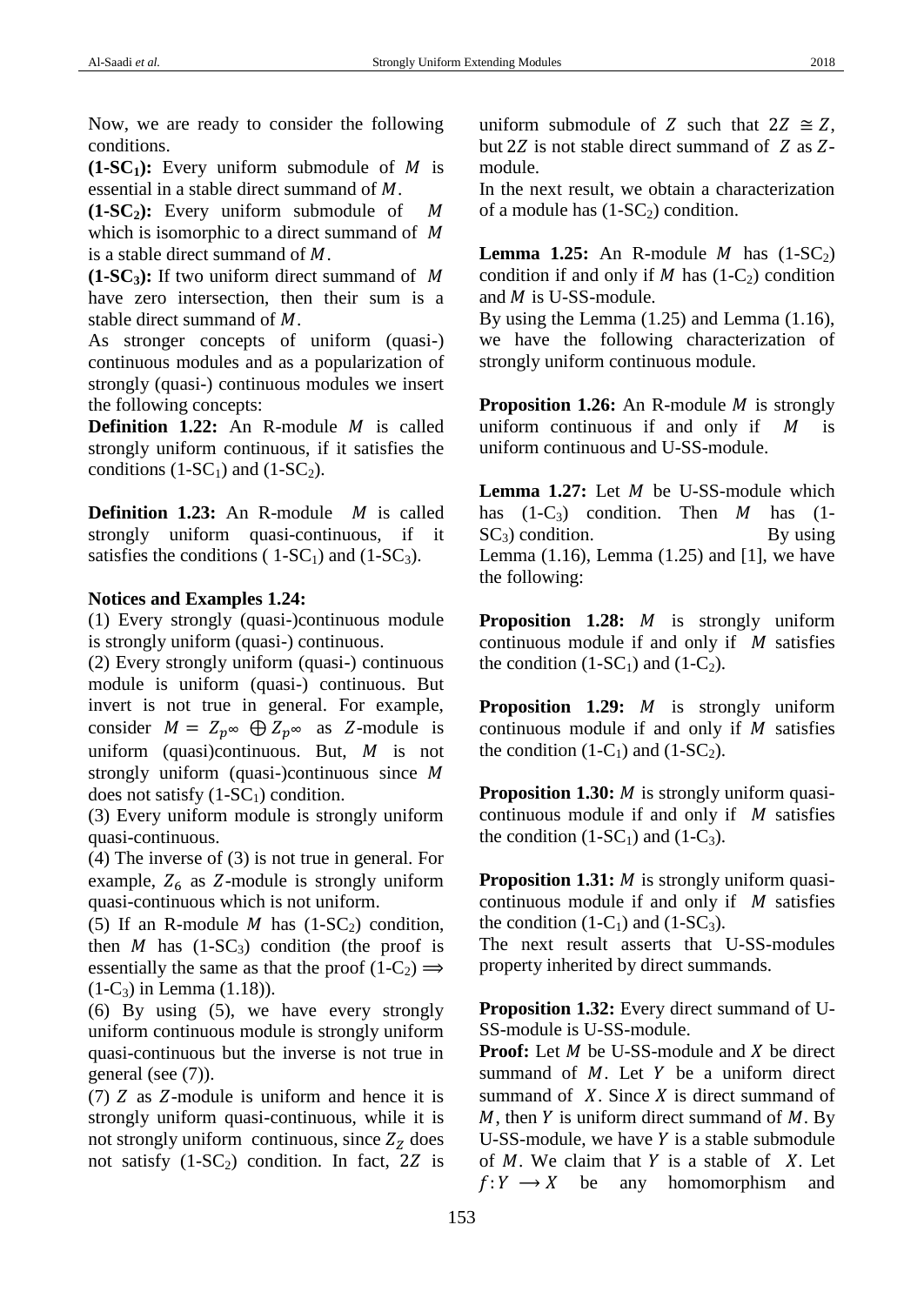Now, we are ready to consider the following conditions.

**(1-SC$_1$):** Every uniform submodule of $M$ is essential in a stable direct summand of $M$.

**(1-SC$_2$):** Every uniform submodule of $M$ which is isomorphic to a direct summand of $M$ is a stable direct summand of $M$.

**(1-SC$_3$):** If two uniform direct summand of $M$ have zero intersection, then their sum is a stable direct summand of $M$.

As stronger concepts of uniform (quasi-) continuous modules and as a popularization of strongly (quasi-) continuous modules we insert the following concepts:

**Definition 1.22:** An R-module $M$ is called strongly uniform continuous, if it satisfies the conditions (1-SC$_1$) and (1-SC$_2$).

**Definition 1.23:** An R-module $M$ is called strongly uniform quasi-continuous, if it satisfies the conditions ( 1-SC$_1$) and (1-SC$_3$).

**Notices and Examples 1.24:**

(1) Every strongly (quasi-)continuous module is strongly uniform (quasi-) continuous.

(2) Every strongly uniform (quasi-) continuous module is uniform (quasi-) continuous. But invert is not true in general. For example, consider $M = Z_{p^\infty} \oplus Z_{p^\infty}$ as $Z$-module is uniform (quasi)continuous. But, $M$ is not strongly uniform (quasi-)continuous since $M$ does not satisfy (1-SC$_1$) condition.

(3) Every uniform module is strongly uniform quasi-continuous.

(4) The inverse of (3) is not true in general. For example, $Z_6$ as $Z$-module is strongly uniform quasi-continuous which is not uniform.

(5) If an R-module $M$ has (1-SC$_2$) condition, then $M$ has (1-SC$_3$) condition (the proof is essentially the same as that the proof (1-C$_2$) $\Longrightarrow$ (1-C$_3$) in Lemma (1.18)).

(6) By using (5), we have every strongly uniform continuous module is strongly uniform quasi-continuous but the inverse is not true in general (see (7)).

(7) $Z$ as $Z$-module is uniform and hence it is strongly uniform quasi-continuous, while it is not strongly uniform continuous, since $Z_Z$ does not satisfy (1-SC$_2$) condition. In fact, $2Z$ is uniform submodule of $Z$ such that $2Z \cong Z$, but $2Z$ is not stable direct summand of $Z$ as $Z$-module.

In the next result, we obtain a characterization of a module has (1-SC$_2$) condition.

**Lemma 1.25:** An R-module $M$ has (1-SC$_2$) condition if and only if $M$ has (1-C$_2$) condition and $M$ is U-SS-module.

By using the Lemma (1.25) and Lemma (1.16), we have the following characterization of strongly uniform continuous module.

**Proposition 1.26:** An R-module $M$ is strongly uniform continuous if and only if $M$ is uniform continuous and U-SS-module.

**Lemma 1.27:** Let $M$ be U-SS-module which has (1-C$_3$) condition. Then $M$ has (1-SC$_3$) condition. By using Lemma (1.16), Lemma (1.25) and [1], we have the following:

**Proposition 1.28:** $M$ is strongly uniform continuous module if and only if $M$ satisfies the condition (1-SC$_1$) and (1-C$_2$).

**Proposition 1.29:** $M$ is strongly uniform continuous module if and only if $M$ satisfies the condition (1-C$_1$) and (1-SC$_2$).

**Proposition 1.30:** $M$ is strongly uniform quasi-continuous module if and only if $M$ satisfies the condition (1-SC$_1$) and (1-C$_3$).

**Proposition 1.31:** $M$ is strongly uniform quasi-continuous module if and only if $M$ satisfies the condition (1-C$_1$) and (1-SC$_3$).

The next result asserts that U-SS-modules property inherited by direct summands.

**Proposition 1.32:** Every direct summand of U-SS-module is U-SS-module.

**Proof:** Let $M$ be U-SS-module and $X$ be direct summand of $M$. Let $Y$ be a uniform direct summand of $X$. Since $X$ is direct summand of $M$, then $Y$ is uniform direct summand of $M$. By U-SS-module, we have $Y$ is a stable submodule of $M$. We claim that $Y$ is a stable of $X$. Let $f: Y \longrightarrow X$ be any homomorphism and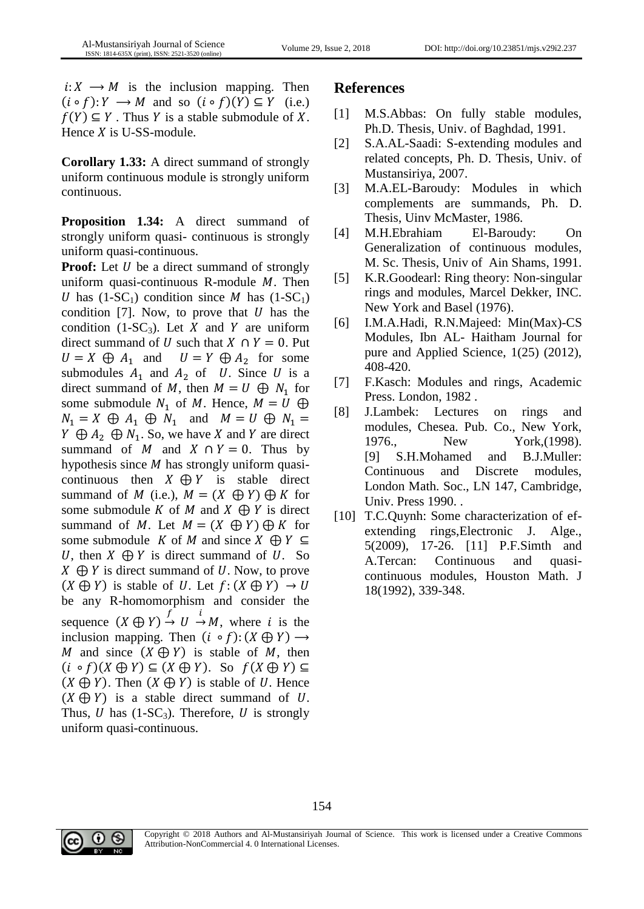$i: X \longrightarrow M$ is the inclusion mapping. Then $(i \circ f): Y \longrightarrow M$ and so $(i \circ f)(Y) \subseteq Y$ (i.e.) $f(Y) \subseteq Y$ . Thus $Y$ is a stable submodule of $X$. Hence $X$ is U-SS-module.

**Corollary 1.33:** A direct summand of strongly uniform continuous module is strongly uniform continuous.

**Proposition 1.34:** A direct summand of strongly uniform quasi- continuous is strongly uniform quasi-continuous.

**Proof:** Let $U$ be a direct summand of strongly uniform quasi-continuous R-module $M$. Then $U$ has (1-SC$_1$) condition since $M$ has (1-SC$_1$) condition [7]. Now, to prove that $U$ has the condition (1-SC$_3$). Let $X$ and $Y$ are uniform direct summand of $U$ such that $X \cap Y = 0$. Put $U = X \oplus A_1$ and $U = Y \oplus A_2$ for some submodules $A_1$ and $A_2$ of $U$. Since $U$ is a direct summand of $M$, then $M = U \oplus N_1$ for some submodule $N_1$ of $M$. Hence, $M = U \oplus N_1 = X \oplus A_1 \oplus N_1$ and $M = U \oplus N_1 = Y \oplus A_2 \oplus N_1$. So, we have $X$ and $Y$ are direct summand of $M$ and $X \cap Y = 0$. Thus by hypothesis since $M$ has strongly uniform quasi-continuous then $X \oplus Y$ is stable direct summand of $M$ (i.e.), $M = (X \oplus Y) \oplus K$ for some submodule $K$ of $M$ and $X \oplus Y$ is direct summand of $M$. Let $M = (X \oplus Y) \oplus K$ for some submodule $K$ of $M$ and since $X \oplus Y \subseteq U$, then $X \oplus Y$ is direct summand of $U$. So $X \oplus Y$ is direct summand of $U$. Now, to prove $(X \oplus Y)$ is stable of $U$. Let $f: (X \oplus Y) \rightarrow U$ be any R-homomorphism and consider the sequence $(X \oplus Y) \overset{f}{\rightarrow} U \overset{i}{\rightarrow} M$, where $i$ is the inclusion mapping. Then $(i \circ f): (X \oplus Y) \longrightarrow M$ and since $(X \oplus Y)$ is stable of $M$, then $(i \circ f)(X \oplus Y) \subseteq (X \oplus Y)$. So $f(X \oplus Y) \subseteq (X \oplus Y)$. Then $(X \oplus Y)$ is stable of $U$. Hence $(X \oplus Y)$ is a stable direct summand of $U$. Thus, $U$ has (1-SC$_3$). Therefore, $U$ is strongly uniform quasi-continuous.

## References

[1] M.S.Abbas: On fully stable modules, Ph.D. Thesis, Univ. of Baghdad, 1991.

[2] S.A.AL-Saadi: S-extending modules and related concepts, Ph. D. Thesis, Univ. of Mustansiriya, 2007.

[3] M.A.EL-Baroudy: Modules in which complements are summands, Ph. D. Thesis, Uinv McMaster, 1986.

[4] M.H.Ebrahiam El-Baroudy: On Generalization of continuous modules, M. Sc. Thesis, Univ of Ain Shams, 1991.

[5] K.R.Goodearl: Ring theory: Non-singular rings and modules, Marcel Dekker, INC. New York and Basel (1976).

[6] I.M.A.Hadi, R.N.Majeed: Min(Max)-CS Modules, Ibn AL- Haitham Journal for pure and Applied Science, 1(25) (2012), 408-420.

[7] F.Kasch: Modules and rings, Academic Press. London, 1982 .

[8] J.Lambek: Lectures on rings and modules, Chesea. Pub. Co., New York, 1976., New York,(1998). [9] S.H.Mohamed and B.J.Muller: Continuous and Discrete modules, London Math. Soc., LN 147, Cambridge, Univ. Press 1990. .

[10] T.C.Quynh: Some characterization of ef-extending rings,Electronic J. Alge., 5(2009), 17-26. [11] P.F.Simth and A.Tercan: Continuous and quasi-continuous modules, Houston Math. J 18(1992), 339-348.